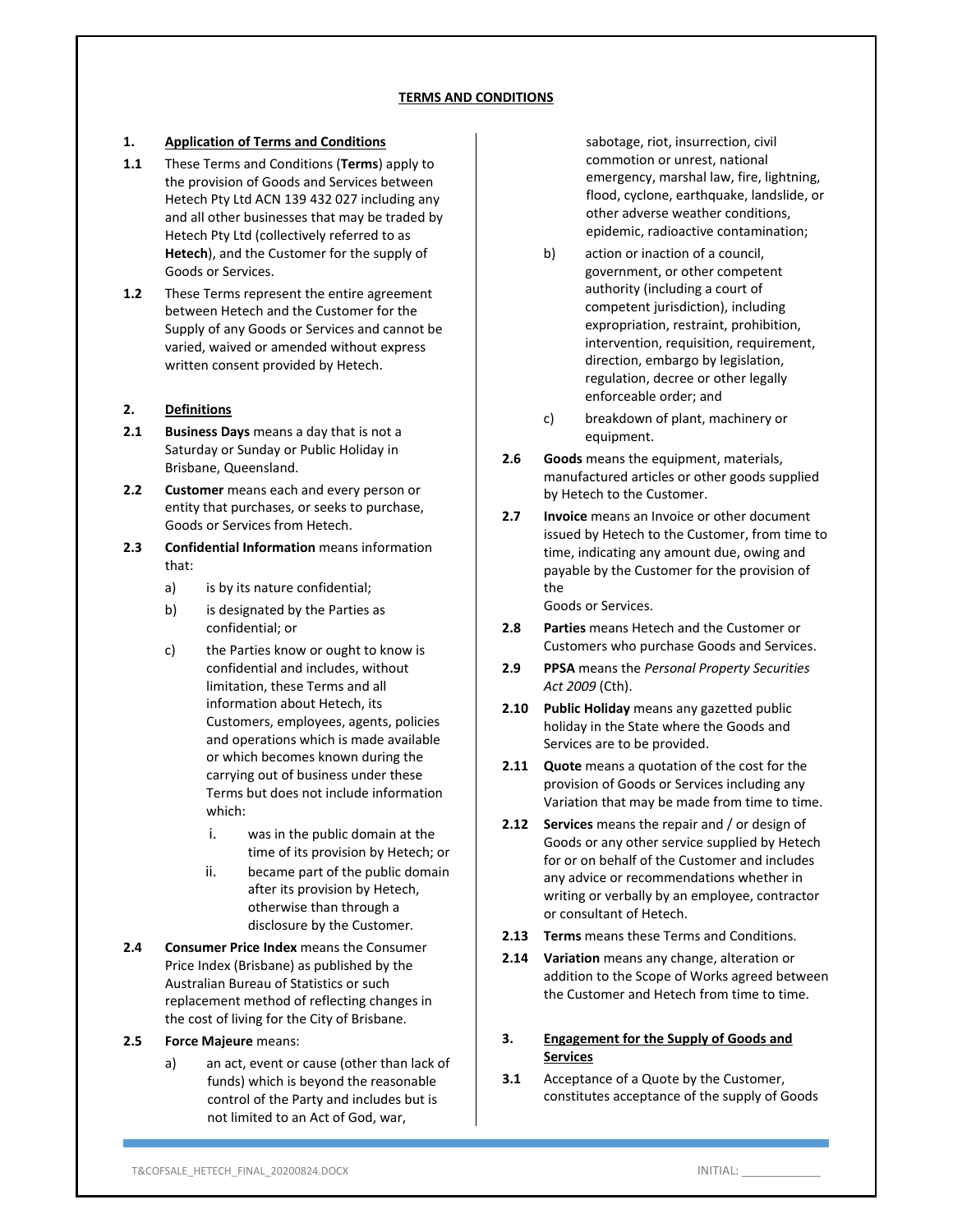# TERMS AND CONDITIONS

## 1. Application of Terms and Conditions

**1.1** These Terms and Conditions (**Terms**) apply to the provision of Goods and Services between Hetech Pty Ltd ACN 139 432 027 including any and all other businesses that may be traded by Hetech Pty Ltd (collectively referred to as **Hetech**), and the Customer for the supply of Goods or Services.

**1.2** These Terms represent the entire agreement between Hetech and the Customer for the Supply of any Goods or Services and cannot be varied, waived or amended without express written consent provided by Hetech.

## 2. Definitions

**2.1** **Business Days** means a day that is not a Saturday or Sunday or Public Holiday in Brisbane, Queensland.

**2.2** **Customer** means each and every person or entity that purchases, or seeks to purchase, Goods or Services from Hetech.

**2.3** **Confidential Information** means information that:

- a) is by its nature confidential;
- b) is designated by the Parties as confidential; or
- c) the Parties know or ought to know is confidential and includes, without limitation, these Terms and all information about Hetech, its Customers, employees, agents, policies and operations which is made available or which becomes known during the carrying out of business under these Terms but does not include information which:
    - i. was in the public domain at the time of its provision by Hetech; or
    - ii. became part of the public domain after its provision by Hetech, otherwise than through a disclosure by the Customer.

**2.4** **Consumer Price Index** means the Consumer Price Index (Brisbane) as published by the Australian Bureau of Statistics or such replacement method of reflecting changes in the cost of living for the City of Brisbane.

**2.5** **Force Majeure** means:

- a) an act, event or cause (other than lack of funds) which is beyond the reasonable control of the Party and includes but is not limited to an Act of God, war, sabotage, riot, insurrection, civil commotion or unrest, national emergency, marshal law, fire, lightning, flood, cyclone, earthquake, landslide, or other adverse weather conditions, epidemic, radioactive contamination;
- b) action or inaction of a council, government, or other competent authority (including a court of competent jurisdiction), including expropriation, restraint, prohibition, intervention, requisition, requirement, direction, embargo by legislation, regulation, decree or other legally enforceable order; and
- c) breakdown of plant, machinery or equipment.

**2.6** **Goods** means the equipment, materials, manufactured articles or other goods supplied by Hetech to the Customer.

**2.7** **Invoice** means an Invoice or other document issued by Hetech to the Customer, from time to time, indicating any amount due, owing and payable by the Customer for the provision of the Goods or Services.

**2.8** **Parties** means Hetech and the Customer or Customers who purchase Goods and Services.

**2.9** **PPSA** means the *Personal Property Securities Act 2009* (Cth).

**2.10** **Public Holiday** means any gazetted public holiday in the State where the Goods and Services are to be provided.

**2.11** **Quote** means a quotation of the cost for the provision of Goods or Services including any Variation that may be made from time to time.

**2.12** **Services** means the repair and / or design of Goods or any other service supplied by Hetech for or on behalf of the Customer and includes any advice or recommendations whether in writing or verbally by an employee, contractor or consultant of Hetech.

**2.13** **Terms** means these Terms and Conditions.

**2.14** **Variation** means any change, alteration or addition to the Scope of Works agreed between the Customer and Hetech from time to time.

## 3. Engagement for the Supply of Goods and Services

**3.1** Acceptance of a Quote by the Customer, constitutes acceptance of the supply of Goods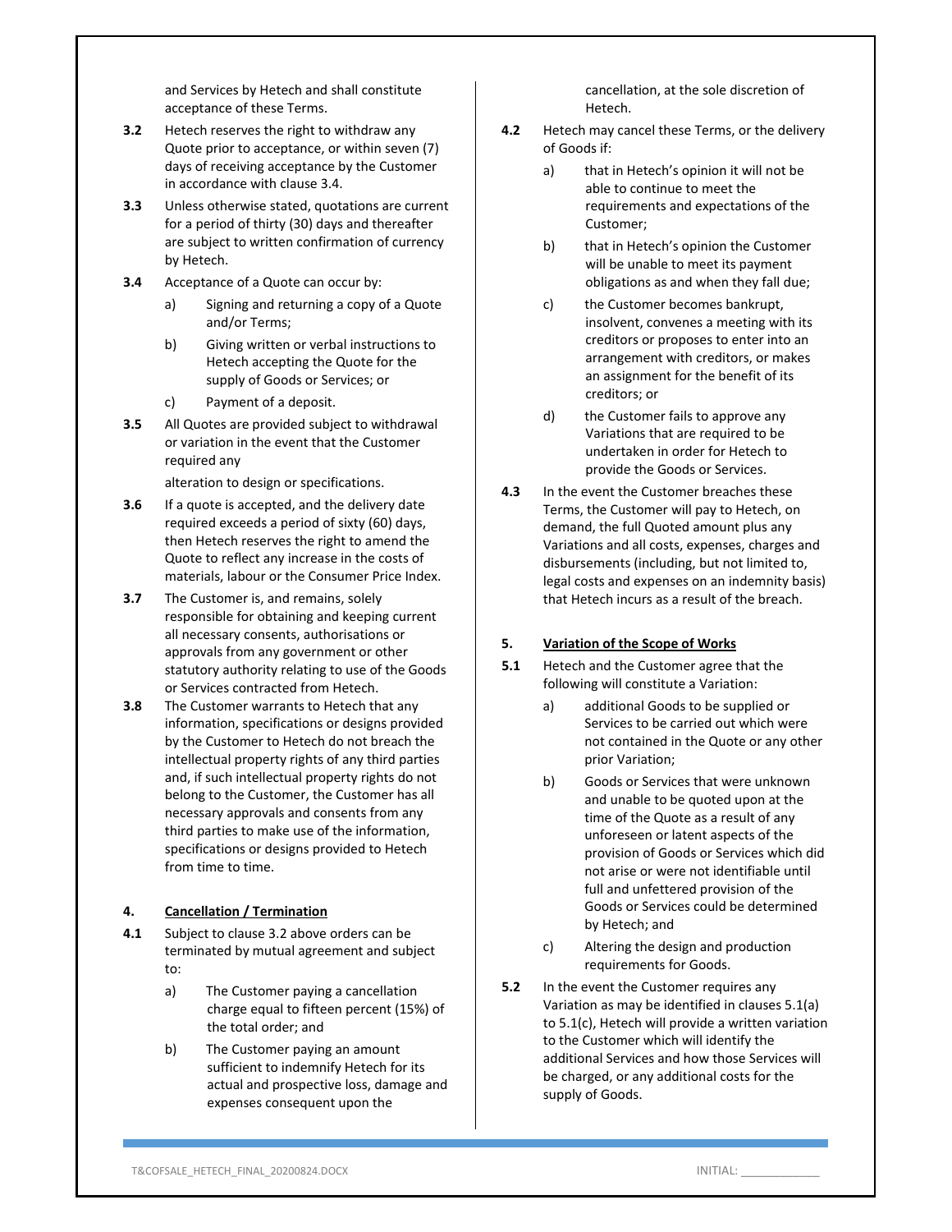and Services by Hetech and shall constitute acceptance of these Terms.

**3.2** Hetech reserves the right to withdraw any Quote prior to acceptance, or within seven (7) days of receiving acceptance by the Customer in accordance with clause 3.4.

**3.3** Unless otherwise stated, quotations are current for a period of thirty (30) days and thereafter are subject to written confirmation of currency by Hetech.

**3.4** Acceptance of a Quote can occur by:

a) Signing and returning a copy of a Quote and/or Terms;

b) Giving written or verbal instructions to Hetech accepting the Quote for the supply of Goods or Services; or

c) Payment of a deposit.

**3.5** All Quotes are provided subject to withdrawal or variation in the event that the Customer required any alteration to design or specifications.

**3.6** If a quote is accepted, and the delivery date required exceeds a period of sixty (60) days, then Hetech reserves the right to amend the Quote to reflect any increase in the costs of materials, labour or the Consumer Price Index.

**3.7** The Customer is, and remains, solely responsible for obtaining and keeping current all necessary consents, authorisations or approvals from any government or other statutory authority relating to use of the Goods or Services contracted from Hetech.

**3.8** The Customer warrants to Hetech that any information, specifications or designs provided by the Customer to Hetech do not breach the intellectual property rights of any third parties and, if such intellectual property rights do not belong to the Customer, the Customer has all necessary approvals and consents from any third parties to make use of the information, specifications or designs provided to Hetech from time to time.

## 4. Cancellation / Termination

**4.1** Subject to clause 3.2 above orders can be terminated by mutual agreement and subject to:

a) The Customer paying a cancellation charge equal to fifteen percent (15%) of the total order; and

b) The Customer paying an amount sufficient to indemnify Hetech for its actual and prospective loss, damage and expenses consequent upon the cancellation, at the sole discretion of Hetech.

**4.2** Hetech may cancel these Terms, or the delivery of Goods if:

a) that in Hetech's opinion it will not be able to continue to meet the requirements and expectations of the Customer;

b) that in Hetech's opinion the Customer will be unable to meet its payment obligations as and when they fall due;

c) the Customer becomes bankrupt, insolvent, convenes a meeting with its creditors or proposes to enter into an arrangement with creditors, or makes an assignment for the benefit of its creditors; or

d) the Customer fails to approve any Variations that are required to be undertaken in order for Hetech to provide the Goods or Services.

**4.3** In the event the Customer breaches these Terms, the Customer will pay to Hetech, on demand, the full Quoted amount plus any Variations and all costs, expenses, charges and disbursements (including, but not limited to, legal costs and expenses on an indemnity basis) that Hetech incurs as a result of the breach.

## 5. Variation of the Scope of Works

**5.1** Hetech and the Customer agree that the following will constitute a Variation:

a) additional Goods to be supplied or Services to be carried out which were not contained in the Quote or any other prior Variation;

b) Goods or Services that were unknown and unable to be quoted upon at the time of the Quote as a result of any unforeseen or latent aspects of the provision of Goods or Services which did not arise or were not identifiable until full and unfettered provision of the Goods or Services could be determined by Hetech; and

c) Altering the design and production requirements for Goods.

**5.2** In the event the Customer requires any Variation as may be identified in clauses 5.1(a) to 5.1(c), Hetech will provide a written variation to the Customer which will identify the additional Services and how those Services will be charged, or any additional costs for the supply of Goods.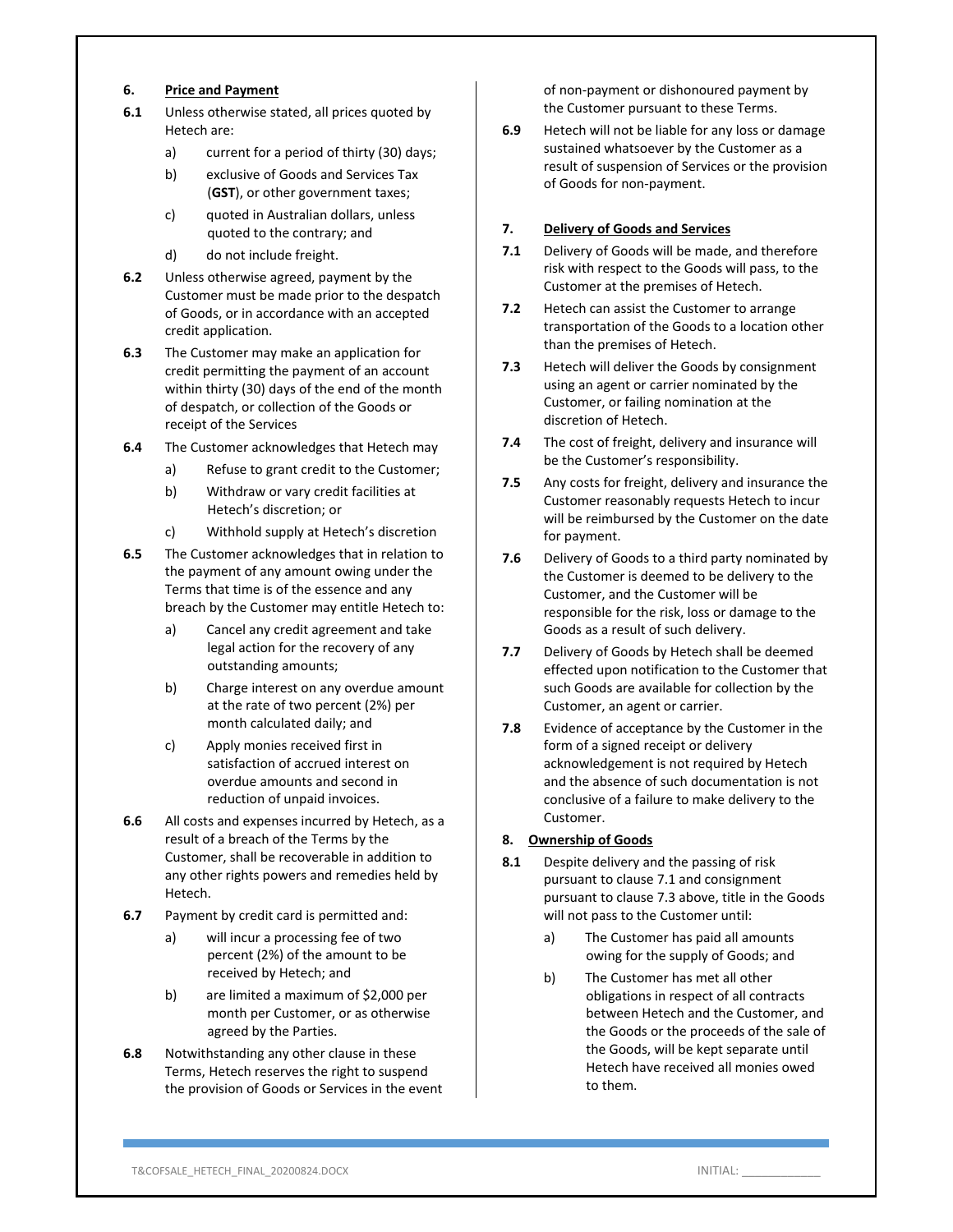## 6. Price and Payment

**6.1** Unless otherwise stated, all prices quoted by Hetech are:

a) current for a period of thirty (30) days;

b) exclusive of Goods and Services Tax (**GST**), or other government taxes;

c) quoted in Australian dollars, unless quoted to the contrary; and

d) do not include freight.

**6.2** Unless otherwise agreed, payment by the Customer must be made prior to the despatch of Goods, or in accordance with an accepted credit application.

**6.3** The Customer may make an application for credit permitting the payment of an account within thirty (30) days of the end of the month of despatch, or collection of the Goods or receipt of the Services

**6.4** The Customer acknowledges that Hetech may

a) Refuse to grant credit to the Customer;

b) Withdraw or vary credit facilities at Hetech's discretion; or

c) Withhold supply at Hetech's discretion

**6.5** The Customer acknowledges that in relation to the payment of any amount owing under the Terms that time is of the essence and any breach by the Customer may entitle Hetech to:

a) Cancel any credit agreement and take legal action for the recovery of any outstanding amounts;

b) Charge interest on any overdue amount at the rate of two percent (2%) per month calculated daily; and

c) Apply monies received first in satisfaction of accrued interest on overdue amounts and second in reduction of unpaid invoices.

**6.6** All costs and expenses incurred by Hetech, as a result of a breach of the Terms by the Customer, shall be recoverable in addition to any other rights powers and remedies held by Hetech.

**6.7** Payment by credit card is permitted and:

a) will incur a processing fee of two percent (2%) of the amount to be received by Hetech; and

b) are limited a maximum of $2,000 per month per Customer, or as otherwise agreed by the Parties.

**6.8** Notwithstanding any other clause in these Terms, Hetech reserves the right to suspend the provision of Goods or Services in the event of non-payment or dishonoured payment by the Customer pursuant to these Terms.

**6.9** Hetech will not be liable for any loss or damage sustained whatsoever by the Customer as a result of suspension of Services or the provision of Goods for non-payment.

## 7. Delivery of Goods and Services

**7.1** Delivery of Goods will be made, and therefore risk with respect to the Goods will pass, to the Customer at the premises of Hetech.

**7.2** Hetech can assist the Customer to arrange transportation of the Goods to a location other than the premises of Hetech.

**7.3** Hetech will deliver the Goods by consignment using an agent or carrier nominated by the Customer, or failing nomination at the discretion of Hetech.

**7.4** The cost of freight, delivery and insurance will be the Customer's responsibility.

**7.5** Any costs for freight, delivery and insurance the Customer reasonably requests Hetech to incur will be reimbursed by the Customer on the date for payment.

**7.6** Delivery of Goods to a third party nominated by the Customer is deemed to be delivery to the Customer, and the Customer will be responsible for the risk, loss or damage to the Goods as a result of such delivery.

**7.7** Delivery of Goods by Hetech shall be deemed effected upon notification to the Customer that such Goods are available for collection by the Customer, an agent or carrier.

**7.8** Evidence of acceptance by the Customer in the form of a signed receipt or delivery acknowledgement is not required by Hetech and the absence of such documentation is not conclusive of a failure to make delivery to the Customer.

## 8. Ownership of Goods

**8.1** Despite delivery and the passing of risk pursuant to clause 7.1 and consignment pursuant to clause 7.3 above, title in the Goods will not pass to the Customer until:

a) The Customer has paid all amounts owing for the supply of Goods; and

b) The Customer has met all other obligations in respect of all contracts between Hetech and the Customer, and the Goods or the proceeds of the sale of the Goods, will be kept separate until Hetech have received all monies owed to them.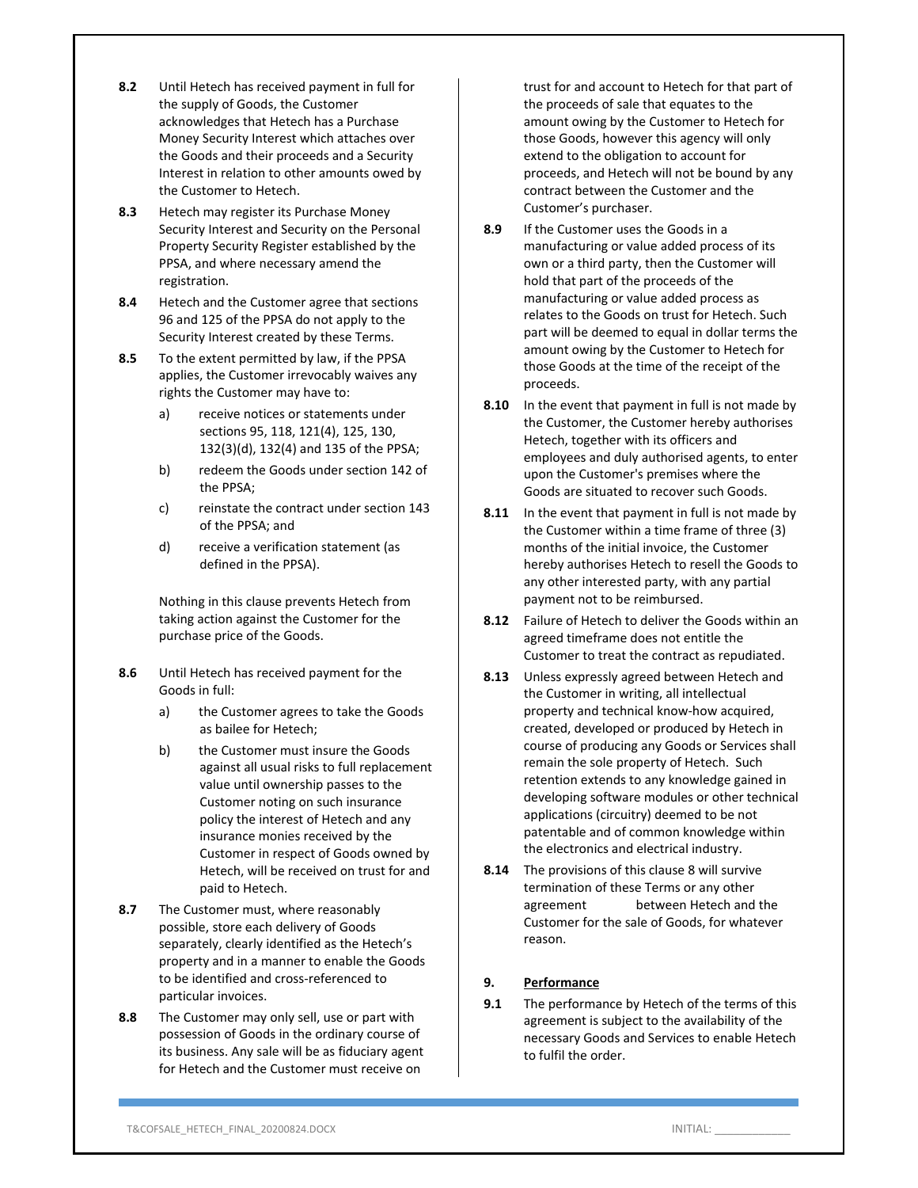**8.2** Until Hetech has received payment in full for the supply of Goods, the Customer acknowledges that Hetech has a Purchase Money Security Interest which attaches over the Goods and their proceeds and a Security Interest in relation to other amounts owed by the Customer to Hetech.

**8.3** Hetech may register its Purchase Money Security Interest and Security on the Personal Property Security Register established by the PPSA, and where necessary amend the registration.

**8.4** Hetech and the Customer agree that sections 96 and 125 of the PPSA do not apply to the Security Interest created by these Terms.

**8.5** To the extent permitted by law, if the PPSA applies, the Customer irrevocably waives any rights the Customer may have to:

a) receive notices or statements under sections 95, 118, 121(4), 125, 130, 132(3)(d), 132(4) and 135 of the PPSA;

b) redeem the Goods under section 142 of the PPSA;

c) reinstate the contract under section 143 of the PPSA; and

d) receive a verification statement (as defined in the PPSA).

Nothing in this clause prevents Hetech from taking action against the Customer for the purchase price of the Goods.

**8.6** Until Hetech has received payment for the Goods in full:

a) the Customer agrees to take the Goods as bailee for Hetech;

b) the Customer must insure the Goods against all usual risks to full replacement value until ownership passes to the Customer noting on such insurance policy the interest of Hetech and any insurance monies received by the Customer in respect of Goods owned by Hetech, will be received on trust for and paid to Hetech.

**8.7** The Customer must, where reasonably possible, store each delivery of Goods separately, clearly identified as the Hetech's property and in a manner to enable the Goods to be identified and cross-referenced to particular invoices.

**8.8** The Customer may only sell, use or part with possession of Goods in the ordinary course of its business. Any sale will be as fiduciary agent for Hetech and the Customer must receive on trust for and account to Hetech for that part of the proceeds of sale that equates to the amount owing by the Customer to Hetech for those Goods, however this agency will only extend to the obligation to account for proceeds, and Hetech will not be bound by any contract between the Customer and the Customer's purchaser.

**8.9** If the Customer uses the Goods in a manufacturing or value added process of its own or a third party, then the Customer will hold that part of the proceeds of the manufacturing or value added process as relates to the Goods on trust for Hetech. Such part will be deemed to equal in dollar terms the amount owing by the Customer to Hetech for those Goods at the time of the receipt of the proceeds.

**8.10** In the event that payment in full is not made by the Customer, the Customer hereby authorises Hetech, together with its officers and employees and duly authorised agents, to enter upon the Customer's premises where the Goods are situated to recover such Goods.

**8.11** In the event that payment in full is not made by the Customer within a time frame of three (3) months of the initial invoice, the Customer hereby authorises Hetech to resell the Goods to any other interested party, with any partial payment not to be reimbursed.

**8.12** Failure of Hetech to deliver the Goods within an agreed timeframe does not entitle the Customer to treat the contract as repudiated.

**8.13** Unless expressly agreed between Hetech and the Customer in writing, all intellectual property and technical know-how acquired, created, developed or produced by Hetech in course of producing any Goods or Services shall remain the sole property of Hetech. Such retention extends to any knowledge gained in developing software modules or other technical applications (circuitry) deemed to be not patentable and of common knowledge within the electronics and electrical industry.

**8.14** The provisions of this clause 8 will survive termination of these Terms or any other agreement between Hetech and the Customer for the sale of Goods, for whatever reason.

## 9. Performance

**9.1** The performance by Hetech of the terms of this agreement is subject to the availability of the necessary Goods and Services to enable Hetech to fulfil the order.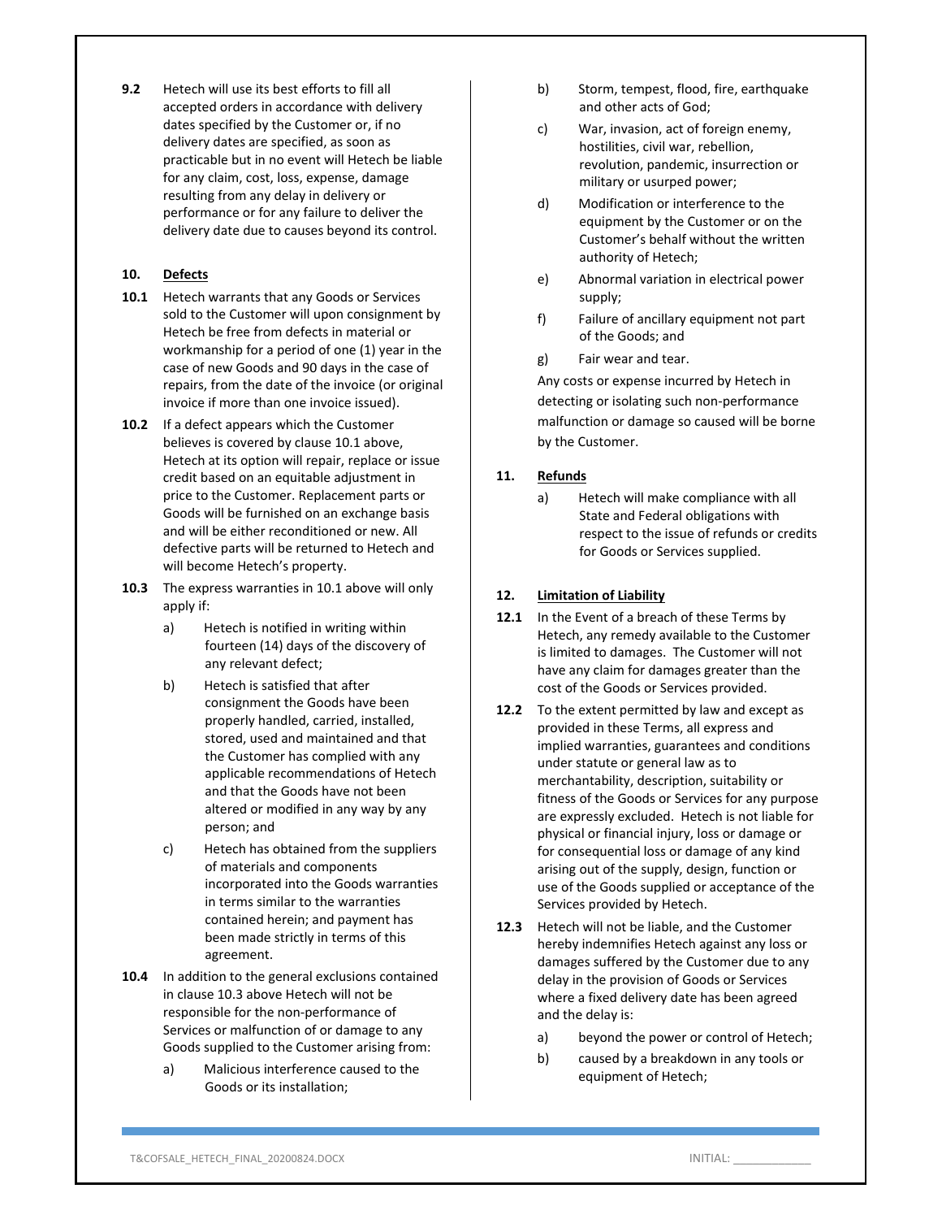**9.2** Hetech will use its best efforts to fill all accepted orders in accordance with delivery dates specified by the Customer or, if no delivery dates are specified, as soon as practicable but in no event will Hetech be liable for any claim, cost, loss, expense, damage resulting from any delay in delivery or performance or for any failure to deliver the delivery date due to causes beyond its control.

## 10. Defects

**10.1** Hetech warrants that any Goods or Services sold to the Customer will upon consignment by Hetech be free from defects in material or workmanship for a period of one (1) year in the case of new Goods and 90 days in the case of repairs, from the date of the invoice (or original invoice if more than one invoice issued).

**10.2** If a defect appears which the Customer believes is covered by clause 10.1 above, Hetech at its option will repair, replace or issue credit based on an equitable adjustment in price to the Customer. Replacement parts or Goods will be furnished on an exchange basis and will be either reconditioned or new. All defective parts will be returned to Hetech and will become Hetech's property.

**10.3** The express warranties in 10.1 above will only apply if:

a) Hetech is notified in writing within fourteen (14) days of the discovery of any relevant defect;

b) Hetech is satisfied that after consignment the Goods have been properly handled, carried, installed, stored, used and maintained and that the Customer has complied with any applicable recommendations of Hetech and that the Goods have not been altered or modified in any way by any person; and

c) Hetech has obtained from the suppliers of materials and components incorporated into the Goods warranties in terms similar to the warranties contained herein; and payment has been made strictly in terms of this agreement.

**10.4** In addition to the general exclusions contained in clause 10.3 above Hetech will not be responsible for the non-performance of Services or malfunction of or damage to any Goods supplied to the Customer arising from:

a) Malicious interference caused to the Goods or its installation;

b) Storm, tempest, flood, fire, earthquake and other acts of God;

c) War, invasion, act of foreign enemy, hostilities, civil war, rebellion, revolution, pandemic, insurrection or military or usurped power;

d) Modification or interference to the equipment by the Customer or on the Customer's behalf without the written authority of Hetech;

e) Abnormal variation in electrical power supply;

f) Failure of ancillary equipment not part of the Goods; and

g) Fair wear and tear.

Any costs or expense incurred by Hetech in detecting or isolating such non-performance malfunction or damage so caused will be borne by the Customer.

## 11. Refunds

a) Hetech will make compliance with all State and Federal obligations with respect to the issue of refunds or credits for Goods or Services supplied.

## 12. Limitation of Liability

**12.1** In the Event of a breach of these Terms by Hetech, any remedy available to the Customer is limited to damages. The Customer will not have any claim for damages greater than the cost of the Goods or Services provided.

**12.2** To the extent permitted by law and except as provided in these Terms, all express and implied warranties, guarantees and conditions under statute or general law as to merchantability, description, suitability or fitness of the Goods or Services for any purpose are expressly excluded. Hetech is not liable for physical or financial injury, loss or damage or for consequential loss or damage of any kind arising out of the supply, design, function or use of the Goods supplied or acceptance of the Services provided by Hetech.

**12.3** Hetech will not be liable, and the Customer hereby indemnifies Hetech against any loss or damages suffered by the Customer due to any delay in the provision of Goods or Services where a fixed delivery date has been agreed and the delay is:

a) beyond the power or control of Hetech;

b) caused by a breakdown in any tools or equipment of Hetech;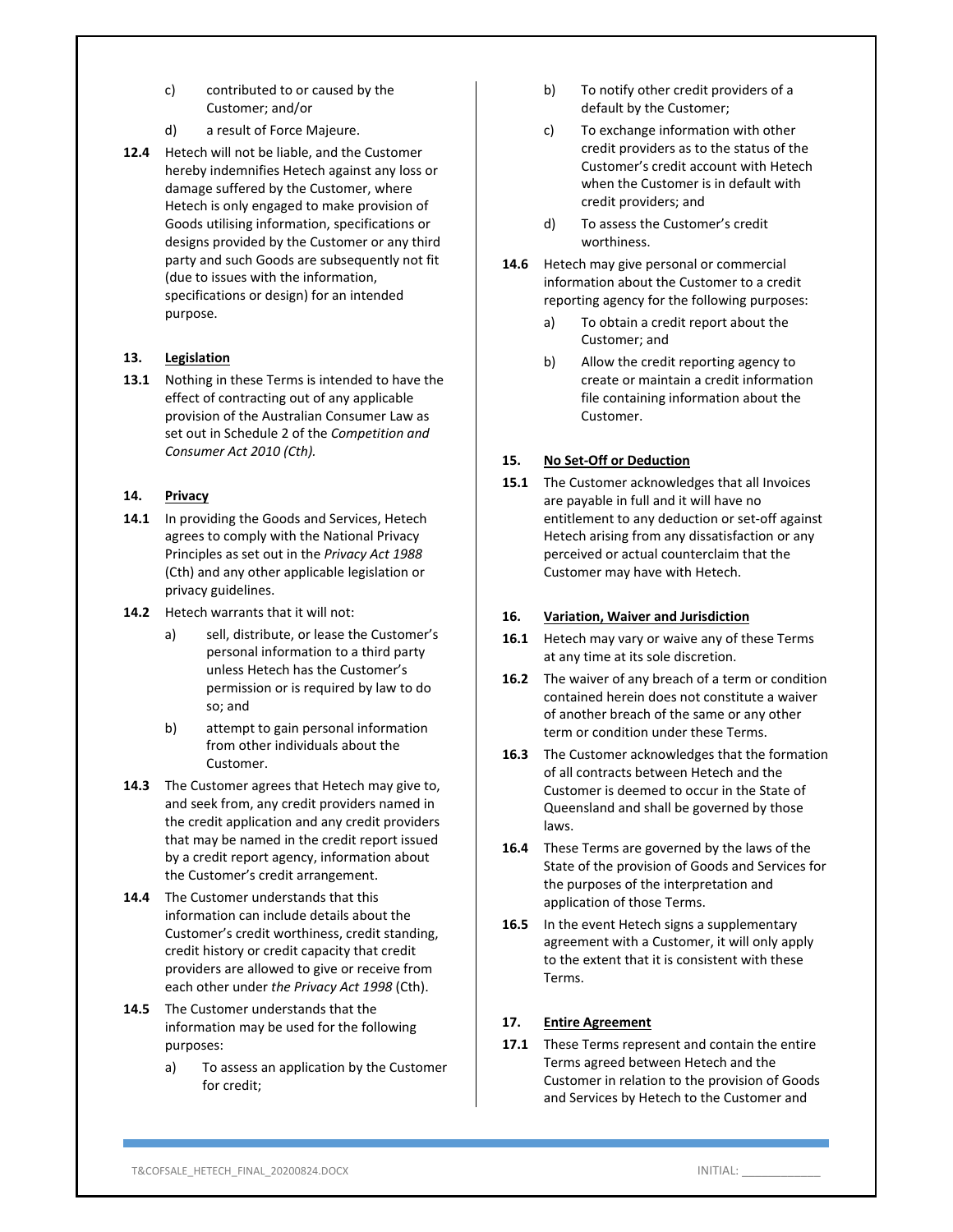c) contributed to or caused by the Customer; and/or

d) a result of Force Majeure.

**12.4** Hetech will not be liable, and the Customer hereby indemnifies Hetech against any loss or damage suffered by the Customer, where Hetech is only engaged to make provision of Goods utilising information, specifications or designs provided by the Customer or any third party and such Goods are subsequently not fit (due to issues with the information, specifications or design) for an intended purpose.

## 13. Legislation

**13.1** Nothing in these Terms is intended to have the effect of contracting out of any applicable provision of the Australian Consumer Law as set out in Schedule 2 of the *Competition and Consumer Act 2010 (Cth).*

## 14. Privacy

**14.1** In providing the Goods and Services, Hetech agrees to comply with the National Privacy Principles as set out in the *Privacy Act 1988* (Cth) and any other applicable legislation or privacy guidelines.

**14.2** Hetech warrants that it will not:

a) sell, distribute, or lease the Customer's personal information to a third party unless Hetech has the Customer's permission or is required by law to do so; and

b) attempt to gain personal information from other individuals about the Customer.

**14.3** The Customer agrees that Hetech may give to, and seek from, any credit providers named in the credit application and any credit providers that may be named in the credit report issued by a credit report agency, information about the Customer's credit arrangement.

**14.4** The Customer understands that this information can include details about the Customer's credit worthiness, credit standing, credit history or credit capacity that credit providers are allowed to give or receive from each other under *the Privacy Act 1998* (Cth).

**14.5** The Customer understands that the information may be used for the following purposes:

a) To assess an application by the Customer for credit;

b) To notify other credit providers of a default by the Customer;

c) To exchange information with other credit providers as to the status of the Customer's credit account with Hetech when the Customer is in default with credit providers; and

d) To assess the Customer's credit worthiness.

**14.6** Hetech may give personal or commercial information about the Customer to a credit reporting agency for the following purposes:

a) To obtain a credit report about the Customer; and

b) Allow the credit reporting agency to create or maintain a credit information file containing information about the Customer.

## 15. No Set-Off or Deduction

**15.1** The Customer acknowledges that all Invoices are payable in full and it will have no entitlement to any deduction or set-off against Hetech arising from any dissatisfaction or any perceived or actual counterclaim that the Customer may have with Hetech.

## 16. Variation, Waiver and Jurisdiction

**16.1** Hetech may vary or waive any of these Terms at any time at its sole discretion.

**16.2** The waiver of any breach of a term or condition contained herein does not constitute a waiver of another breach of the same or any other term or condition under these Terms.

**16.3** The Customer acknowledges that the formation of all contracts between Hetech and the Customer is deemed to occur in the State of Queensland and shall be governed by those laws.

**16.4** These Terms are governed by the laws of the State of the provision of Goods and Services for the purposes of the interpretation and application of those Terms.

**16.5** In the event Hetech signs a supplementary agreement with a Customer, it will only apply to the extent that it is consistent with these Terms.

## 17. Entire Agreement

**17.1** These Terms represent and contain the entire Terms agreed between Hetech and the Customer in relation to the provision of Goods and Services by Hetech to the Customer and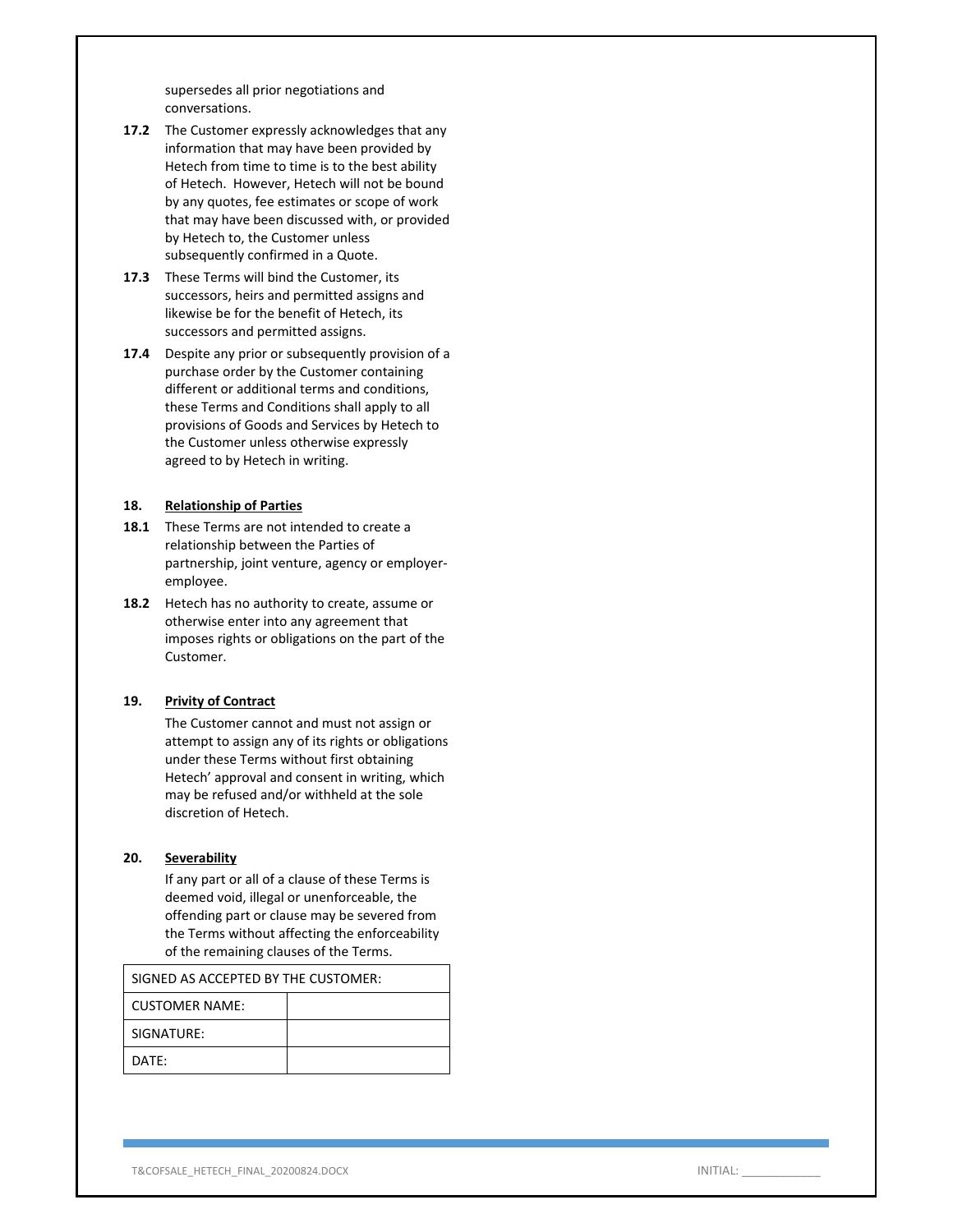supersedes all prior negotiations and conversations.

**17.2** The Customer expressly acknowledges that any information that may have been provided by Hetech from time to time is to the best ability of Hetech. However, Hetech will not be bound by any quotes, fee estimates or scope of work that may have been discussed with, or provided by Hetech to, the Customer unless subsequently confirmed in a Quote.

**17.3** These Terms will bind the Customer, its successors, heirs and permitted assigns and likewise be for the benefit of Hetech, its successors and permitted assigns.

**17.4** Despite any prior or subsequently provision of a purchase order by the Customer containing different or additional terms and conditions, these Terms and Conditions shall apply to all provisions of Goods and Services by Hetech to the Customer unless otherwise expressly agreed to by Hetech in writing.

## 18. Relationship of Parties

**18.1** These Terms are not intended to create a relationship between the Parties of partnership, joint venture, agency or employer-employee.

**18.2** Hetech has no authority to create, assume or otherwise enter into any agreement that imposes rights or obligations on the part of the Customer.

## 19. Privity of Contract

The Customer cannot and must not assign or attempt to assign any of its rights or obligations under these Terms without first obtaining Hetech' approval and consent in writing, which may be refused and/or withheld at the sole discretion of Hetech.

## 20. Severability

If any part or all of a clause of these Terms is deemed void, illegal or unenforceable, the offending part or clause may be severed from the Terms without affecting the enforceability of the remaining clauses of the Terms.

| SIGNED AS ACCEPTED BY THE CUSTOMER: | |
|---|---|
| CUSTOMER NAME: | |
| SIGNATURE: | |
| DATE: | |

INITIAL: ____________